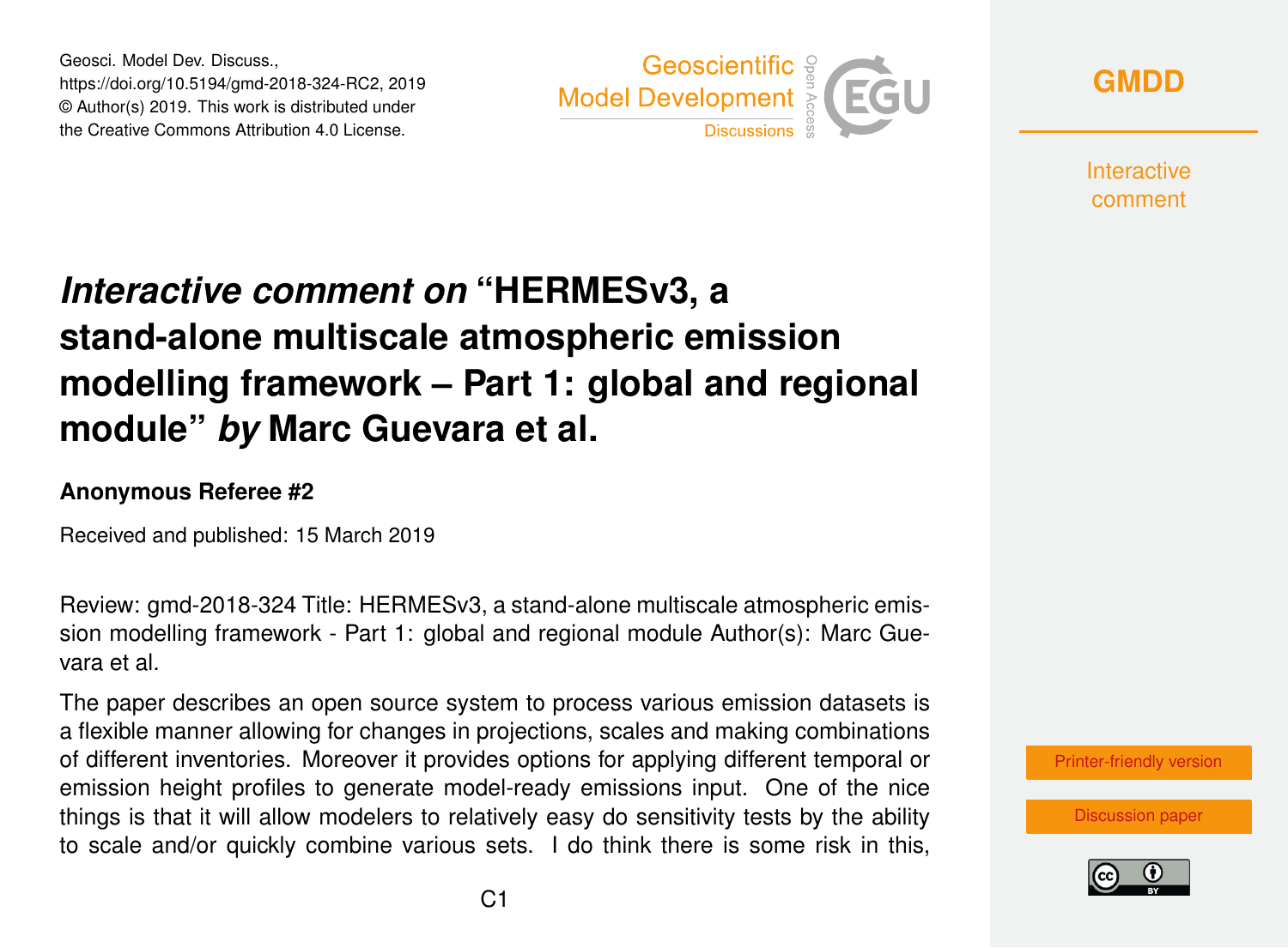# *Interactive comment on* "HERMESv3, a stand-alone multiscale atmospheric emission modelling framework – Part 1: global and regional module" *by* Marc Guevara et al.

**Anonymous Referee #2**

Received and published: 15 March 2019

Review: gmd-2018-324 Title: HERMESv3, a stand-alone multiscale atmospheric emission modelling framework - Part 1: global and regional module Author(s): Marc Guevara et al.

The paper describes an open source system to process various emission datasets is a flexible manner allowing for changes in projections, scales and making combinations of different inventories. Moreover it provides options for applying different temporal or emission height profiles to generate model-ready emissions input. One of the nice things is that it will allow modelers to relatively easy do sensitivity tests by the ability to scale and/or quickly combine various sets. I do think there is some risk in this,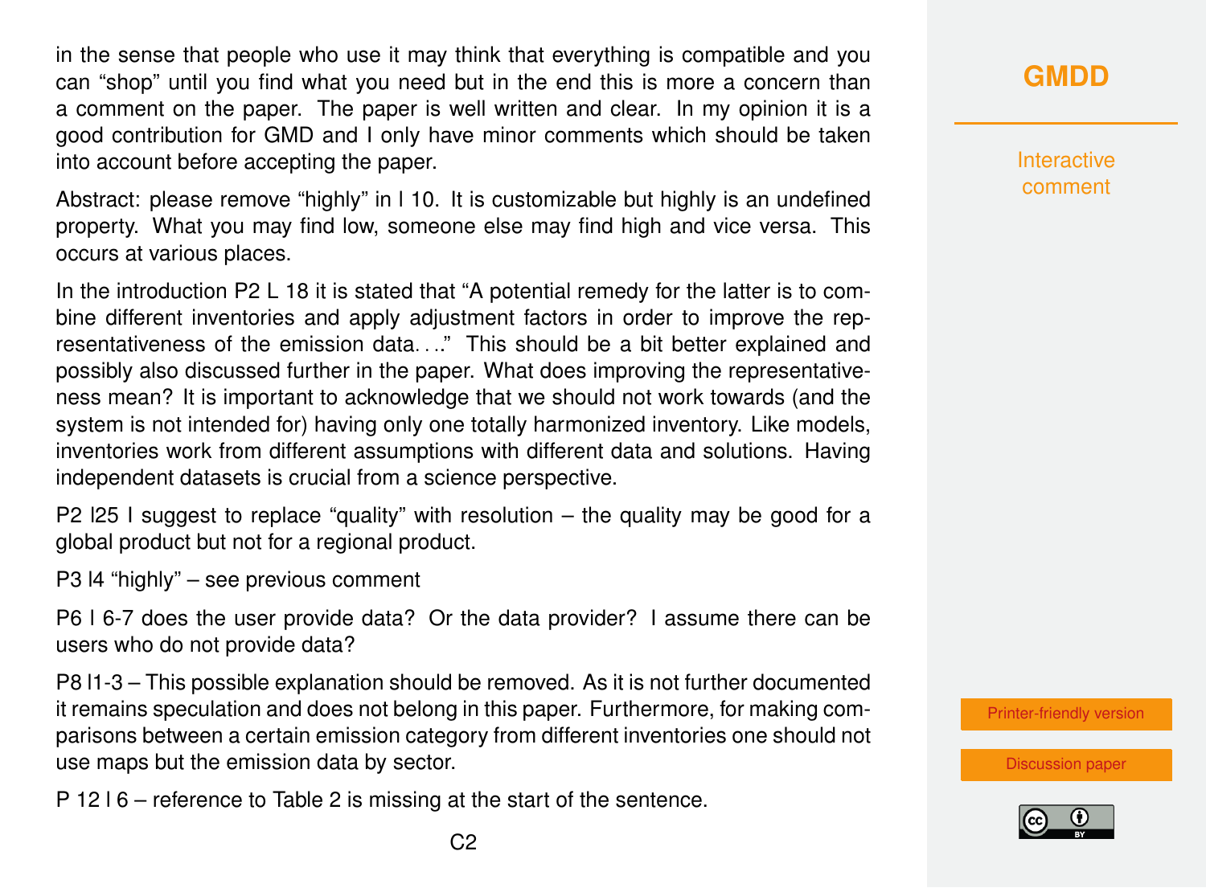in the sense that people who use it may think that everything is compatible and you can "shop" until you find what you need but in the end this is more a concern than a comment on the paper. The paper is well written and clear. In my opinion it is a good contribution for GMD and I only have minor comments which should be taken into account before accepting the paper.

Abstract: please remove "highly" in l 10. It is customizable but highly is an undefined property. What you may find low, someone else may find high and vice versa. This occurs at various places.

In the introduction P2 L 18 it is stated that "A potential remedy for the latter is to combine different inventories and apply adjustment factors in order to improve the representativeness of the emission data...." This should be a bit better explained and possibly also discussed further in the paper. What does improving the representativeness mean? It is important to acknowledge that we should not work towards (and the system is not intended for) having only one totally harmonized inventory. Like models, inventories work from different assumptions with different data and solutions. Having independent datasets is crucial from a science perspective.

P2 l25 I suggest to replace "quality" with resolution – the quality may be good for a global product but not for a regional product.

P3 l4 "highly" – see previous comment

P6 l 6-7 does the user provide data? Or the data provider? I assume there can be users who do not provide data?

P8 l1-3 – This possible explanation should be removed. As it is not further documented it remains speculation and does not belong in this paper. Furthermore, for making comparisons between a certain emission category from different inventories one should not use maps but the emission data by sector.

P 12 l 6 – reference to Table 2 is missing at the start of the sentence.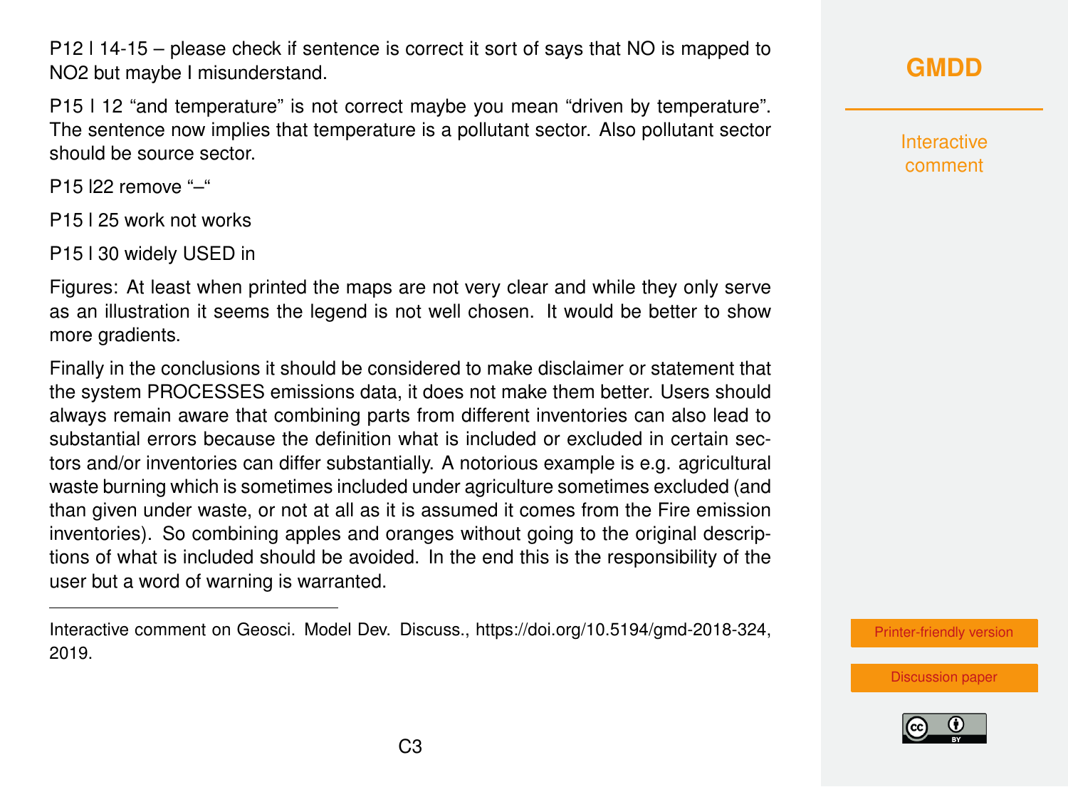P12 l 14-15 – please check if sentence is correct it sort of says that NO is mapped to $NO_2$ but maybe I misunderstand.

P15 l 12 "and temperature" is not correct maybe you mean "driven by temperature". The sentence now implies that temperature is a pollutant sector. Also pollutant sector should be source sector.

P15 l22 remove "–"

P15 l 25 work not works

P15 l 30 widely USED in

Figures: At least when printed the maps are not very clear and while they only serve as an illustration it seems the legend is not well chosen. It would be better to show more gradients.

Finally in the conclusions it should be considered to make disclaimer or statement that the system PROCESSES emissions data, it does not make them better. Users should always remain aware that combining parts from different inventories can also lead to substantial errors because the definition what is included or excluded in certain sectors and/or inventories can differ substantially. A notorious example is e.g. agricultural waste burning which is sometimes included under agriculture sometimes excluded (and than given under waste, or not at all as it is assumed it comes from the Fire emission inventories). So combining apples and oranges without going to the original descriptions of what is included should be avoided. In the end this is the responsibility of the user but a word of warning is warranted.

---

Interactive comment on Geosci. Model Dev. Discuss., https://doi.org/10.5194/gmd-2018-324, 2019.